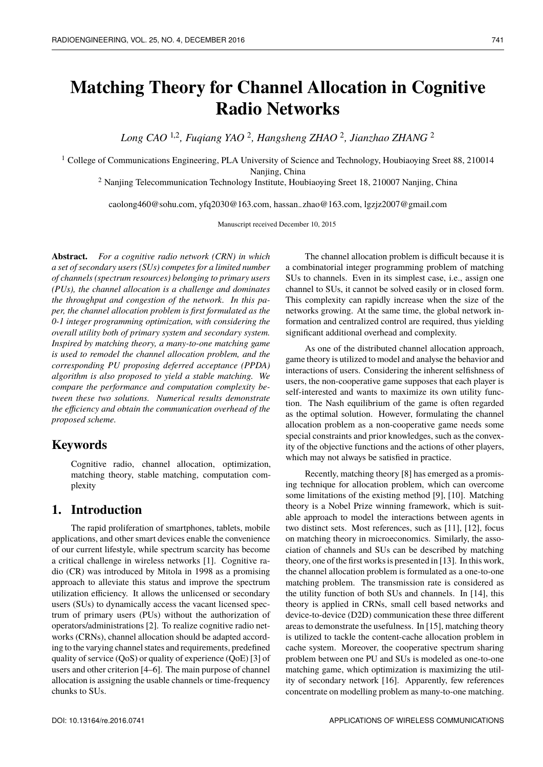# Matching Theory for Channel Allocation in Cognitive Radio Networks

*Long CAO [1,2], Fuqiang YAO [2], Hangsheng ZHAO [2], Jianzhao ZHANG [2]*

[1] College of Communications Engineering, PLA University of Science and Technology, Houbiaoying Sreet 88, 210014 Nanjing, China

[2] Nanjing Telecommunication Technology Institute, Houbiaoying Sreet 18, 210007 Nanjing, China

caolong460@sohu.com, yfq2030@163.com, hassan_zhao@163.com, lgzjz2007@gmail.com

Manuscript received December 10, 2015

**Abstract.** *For a cognitive radio network (CRN) in which a set of secondary users (SUs) competes for a limited number of channels (spectrum resources) belonging to primary users (PUs), the channel allocation is a challenge and dominates the throughput and congestion of the network. In this paper, the channel allocation problem is first formulated as the 0-1 integer programming optimization, with considering the overall utility both of primary system and secondary system. Inspired by matching theory, a many-to-one matching game is used to remodel the channel allocation problem, and the corresponding PU proposing deferred acceptance (PPDA) algorithm is also proposed to yield a stable matching. We compare the performance and computation complexity between these two solutions. Numerical results demonstrate the efficiency and obtain the communication overhead of the proposed scheme.*

## Keywords

Cognitive radio, channel allocation, optimization, matching theory, stable matching, computation complexity

## 1. Introduction

The rapid proliferation of smartphones, tablets, mobile applications, and other smart devices enable the convenience of our current lifestyle, while spectrum scarcity has become a critical challenge in wireless networks [1]. Cognitive radio (CR) was introduced by Mitola in 1998 as a promising approach to alleviate this status and improve the spectrum utilization efficiency. It allows the unlicensed or secondary users (SUs) to dynamically access the vacant licensed spectrum of primary users (PUs) without the authorization of operators/administrations [2]. To realize cognitive radio networks (CRNs), channel allocation should be adapted according to the varying channel states and requirements, predefined quality of service (QoS) or quality of experience (QoE) [3] of users and other criterion [4–6]. The main purpose of channel allocation is assigning the usable channels or time-frequency chunks to SUs.

The channel allocation problem is difficult because it is a combinatorial integer programming problem of matching SUs to channels. Even in its simplest case, i.e., assign one channel to SUs, it cannot be solved easily or in closed form. This complexity can rapidly increase when the size of the networks growing. At the same time, the global network information and centralized control are required, thus yielding significant additional overhead and complexity.

As one of the distributed channel allocation approach, game theory is utilized to model and analyse the behavior and interactions of users. Considering the inherent selfishness of users, the non-cooperative game supposes that each player is self-interested and wants to maximize its own utility function. The Nash equilibrium of the game is often regarded as the optimal solution. However, formulating the channel allocation problem as a non-cooperative game needs some special constraints and prior knowledges, such as the convexity of the objective functions and the actions of other players, which may not always be satisfied in practice.

Recently, matching theory [8] has emerged as a promising technique for allocation problem, which can overcome some limitations of the existing method [9], [10]. Matching theory is a Nobel Prize winning framework, which is suitable approach to model the interactions between agents in two distinct sets. Most references, such as [11], [12], focus on matching theory in microeconomics. Similarly, the association of channels and SUs can be described by matching theory, one of the first works is presented in [13]. In this work, the channel allocation problem is formulated as a one-to-one matching problem. The transmission rate is considered as the utility function of both SUs and channels. In [14], this theory is applied in CRNs, small cell based networks and device-to-device (D2D) communication these three different areas to demonstrate the usefulness. In [15], matching theory is utilized to tackle the content-cache allocation problem in cache system. Moreover, the cooperative spectrum sharing problem between one PU and SUs is modeled as one-to-one matching game, which optimization is maximizing the utility of secondary network [16]. Apparently, few references concentrate on modelling problem as many-to-one matching.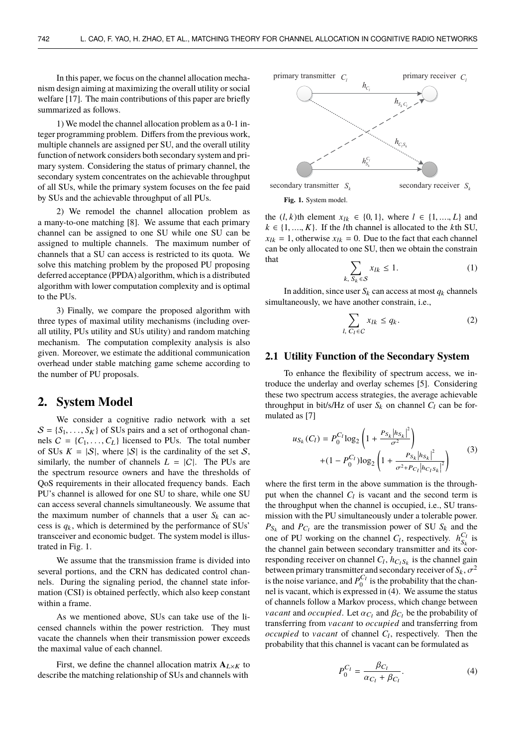In this paper, we focus on the channel allocation mechanism design aiming at maximizing the overall utility or social welfare [17]. The main contributions of this paper are briefly summarized as follows.

1) We model the channel allocation problem as a 0-1 integer programming problem. Differs from the previous work, multiple channels are assigned per SU, and the overall utility function of network considers both secondary system and primary system. Considering the status of primary channel, the secondary system concentrates on the achievable throughput of all SUs, while the primary system focuses on the fee paid by SUs and the achievable throughput of all PUs.

2) We remodel the channel allocation problem as a many-to-one matching [8]. We assume that each primary channel can be assigned to one SU while one SU can be assigned to multiple channels. The maximum number of channels that a SU can access is restricted to its quota. We solve this matching problem by the proposed PU proposing deferred acceptance (PPDA) algorithm, which is a distributed algorithm with lower computation complexity and is optimal to the PUs.

3) Finally, we compare the proposed algorithm with three types of maximal utility mechanisms (including overall utility, PUs utility and SUs utility) and random matching mechanism. The computation complexity analysis is also given. Moreover, we estimate the additional communication overhead under stable matching game scheme according to the number of PU proposals.

## 2. System Model

We consider a cognitive radio network with a set $\mathcal{S} = \{S_1, \ldots, S_K\}$ of SUs pairs and a set of orthogonal channels $\mathcal{C} = \{C_1, \ldots, C_L\}$ licensed to PUs. The total number of SUs $K = |\mathcal{S}|$, where $|\mathcal{S}|$ is the cardinality of the set $\mathcal{S}$, similarly, the number of channels $L = |\mathcal{C}|$. The PUs are the spectrum resource owners and have the thresholds of QoS requirements in their allocated frequency bands. Each PU's channel is allowed for one SU to share, while one SU can access several channels simultaneously. We assume that the maximum number of channels that a user $S_k$ can access is $q_k$, which is determined by the performance of SUs' transceiver and economic budget. The system model is illustrated in Fig. 1.

We assume that the transmission frame is divided into several portions, and the CRN has dedicated control channels. During the signaling period, the channel state information (CSI) is obtained perfectly, which also keep constant within a frame.

As we mentioned above, SUs can take use of the licensed channels within the power restriction. They must vacate the channels when their transmission power exceeds the maximal value of each channel.

First, we define the channel allocation matrix $\mathbf{A}_{L\times K}$ to describe the matching relationship of SUs and channels with

**Fig. 1.** System model.

the $(l,k)$th element $x_{lk} \in \{0,1\}$, where $l \in \{1, ...., L\}$ and $k \in \{1, ...., K\}$. If the $l$th channel is allocated to the $k$th SU, $x_{lk} = 1$, otherwise $x_{lk} = 0$. Due to the fact that each channel can be only allocated to one SU, then we obtain the constrain that

$$\sum_{k,\, S_k \in \mathcal{S}} x_{lk} \leq 1. \tag{1}$$

In addition, since user $S_k$ can access at most $q_k$ channels simultaneously, we have another constrain, i.e.,

$$\sum_{l,\, C_l \in \mathcal{C}} x_{lk} \leq q_k. \tag{2}$$

### 2.1 Utility Function of the Secondary System

To enhance the flexibility of spectrum access, we introduce the underlay and overlay schemes [5]. Considering these two spectrum access strategies, the average achievable throughput in bit/s/Hz of user $S_k$ on channel $C_l$ can be formulated as [7]

$$\begin{aligned} u_{S_k}(C_l) = {} & P_0^{C_l}\log_2\left(1 + \frac{P_{S_k}\left|h_{S_k}\right|^2}{\sigma^2}\right) \\ & + (1 - P_0^{C_l})\log_2\left(1 + \frac{P_{S_k}\left|h_{S_k}\right|^2}{\sigma^2 + P_{C_l}\left|h_{C_l S_k}\right|^2}\right) \end{aligned} \tag{3}$$

where the first term in the above summation is the throughput when the channel $C_l$ is vacant and the second term is the throughput when the channel is occupied, i.e., SU transmission with the PU simultaneously under a tolerable power. $P_{S_k}$ and $P_{C_l}$ are the transmission power of SU $S_k$ and the one of PU working on the channel $C_l$, respectively. $h_{S_k}^{C_l}$ is the channel gain between secondary transmitter and its corresponding receiver on channel $C_l$, $h_{C_l S_k}$ is the channel gain between primary transmitter and secondary receiver of $S_k$, $\sigma^2$ is the noise variance, and $P_0^{C_l}$ is the probability that the channel is vacant, which is expressed in (4). We assume the status of channels follow a Markov process, which change between *vacant* and *occupied*. Let $\alpha_{C_l}$ and $\beta_{C_l}$ be the probability of transferring from *vacant* to *occupied* and transferring from *occupied* to *vacant* of channel $C_l$, respectively. Then the probability that this channel is vacant can be formulated as

$$P_0^{C_l} = \frac{\beta_{C_l}}{\alpha_{C_l} + \beta_{C_l}}. \tag{4}$$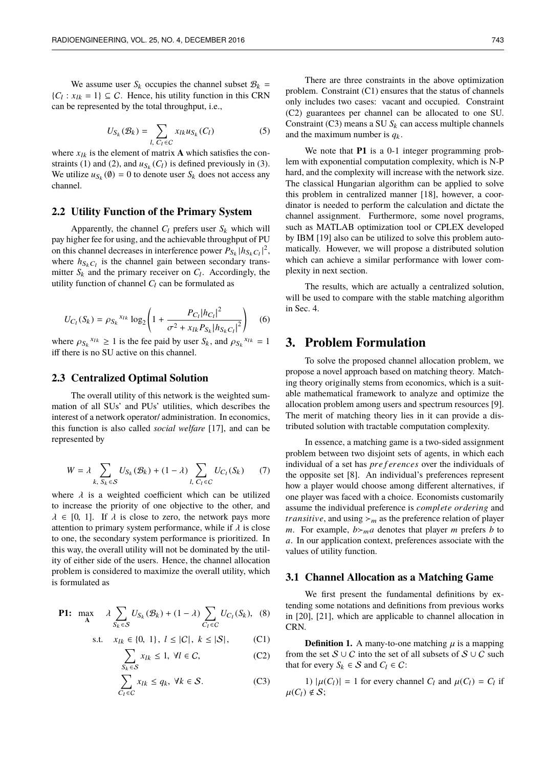We assume user $S_k$ occupies the channel subset $\mathcal{B}_k = \{C_l : x_{lk} = 1\} \subseteq \mathcal{C}$. Hence, his utility function in this CRN can be represented by the total throughput, i.e.,

$$U_{S_k}(\mathcal{B}_k) = \sum_{l,\ C_l \in \mathcal{C}} x_{lk} u_{S_k}(C_l) \tag{5}$$

where $x_{lk}$ is the element of matrix $\mathbf{A}$ which satisfies the constraints (1) and (2), and $u_{S_k}(C_l)$ is defined previously in (3). We utilize $u_{S_k}(\emptyset) = 0$ to denote user $S_k$ does not access any channel.

### 2.2 Utility Function of the Primary System

Apparently, the channel $C_l$ prefers user $S_k$ which will pay higher fee for using, and the achievable throughput of PU on this channel decreases in interference power $P_{S_k}|h_{S_k C_l}|^2$, where $h_{S_k C_l}$ is the channel gain between secondary transmitter $S_k$ and the primary receiver on $C_l$. Accordingly, the utility function of channel $C_l$ can be formulated as

$$U_{C_l}(S_k) = \rho_{S_k}{}^{x_{lk}} \log_2\left(1 + \frac{P_{C_l}|h_{C_l}|^2}{\sigma^2 + x_{lk} P_{S_k}|h_{S_k C_l}|^2}\right) \tag{6}$$

where $\rho_{S_k}{}^{x_{lk}} \geq 1$ is the fee paid by user $S_k$, and $\rho_{S_k}{}^{x_{lk}} = 1$ iff there is no SU active on this channel.

### 2.3 Centralized Optimal Solution

The overall utility of this network is the weighted summation of all SUs' and PUs' utilities, which describes the interest of a network operator/ administration. In economics, this function is also called *social welfare* [17], and can be represented by

$$W = \lambda \sum_{k,\ S_k \in \mathcal{S}} U_{S_k}(\mathcal{B}_k) + (1 - \lambda) \sum_{l,\ C_l \in \mathcal{C}} U_{C_l}(S_k) \tag{7}$$

where $\lambda$ is a weighted coefficient which can be utilized to increase the priority of one objective to the other, and $\lambda \in [0,\ 1]$. If $\lambda$ is close to zero, the network pays more attention to primary system performance, while if $\lambda$ is close to one, the secondary system performance is prioritized. In this way, the overall utility will not be dominated by the utility of either side of the users. Hence, the channel allocation problem is considered to maximize the overall utility, which is formulated as

$$\textbf{P1:} \quad \max_{\mathbf{A}} \quad \lambda \sum_{S_k \in \mathcal{S}} U_{S_k}(\mathcal{B}_k) + (1 - \lambda) \sum_{C_l \in \mathcal{C}} U_{C_l}(S_k), \tag{8}$$

$$\text{s.t.} \quad x_{lk} \in \{0,\ 1\},\ l \leq |\mathcal{C}|,\ k \leq |\mathcal{S}|, \tag{C1}$$

$$\sum_{S_k \in \mathcal{S}} x_{lk} \leq 1,\ \forall l \in \mathcal{C}, \tag{C2}$$

$$\sum_{C_l \in \mathcal{C}} x_{lk} \leq q_k,\ \forall k \in \mathcal{S}. \tag{C3}$$

There are three constraints in the above optimization problem. Constraint (C1) ensures that the status of channels only includes two cases: vacant and occupied. Constraint (C2) guarantees per channel can be allocated to one SU. Constraint (C3) means a SU $S_k$ can access multiple channels and the maximum number is $q_k$.

We note that **P1** is a 0-1 integer programming problem with exponential computation complexity, which is N-P hard, and the complexity will increase with the network size. The classical Hungarian algorithm can be applied to solve this problem in centralized manner [18], however, a coordinator is needed to perform the calculation and dictate the channel assignment. Furthermore, some novel programs, such as MATLAB optimization tool or CPLEX developed by IBM [19] also can be utilized to solve this problem automatically. However, we will propose a distributed solution which can achieve a similar performance with lower complexity in next section.

The results, which are actually a centralized solution, will be used to compare with the stable matching algorithm in Sec. 4.

## 3. Problem Formulation

To solve the proposed channel allocation problem, we propose a novel approach based on matching theory. Matching theory originally stems from economics, which is a suitable mathematical framework to analyze and optimize the allocation problem among users and spectrum resources [9]. The merit of matching theory lies in it can provide a distributed solution with tractable computation complexity.

In essence, a matching game is a two-sided assignment problem between two disjoint sets of agents, in which each individual of a set has *preferences* over the individuals of the opposite set [8]. An individual's preferences represent how a player would choose among different alternatives, if one player was faced with a choice. Economists customarily assume the individual preference is *complete ordering* and *transitive*, and using $\succ_m$ as the preference relation of player $m$. For example, $b \succ_m a$ denotes that player $m$ prefers $b$ to $a$. In our application context, preferences associate with the values of utility function.

### 3.1 Channel Allocation as a Matching Game

We first present the fundamental definitions by extending some notations and definitions from previous works in [20], [21], which are applicable to channel allocation in CRN.

**Definition 1.** A many-to-one matching $\mu$ is a mapping from the set $\mathcal{S} \cup \mathcal{C}$ into the set of all subsets of $\mathcal{S} \cup \mathcal{C}$ such that for every $S_k \in \mathcal{S}$ and $C_l \in \mathcal{C}$:

1) $|\mu(C_l)| = 1$ for every channel $C_l$ and $\mu(C_l) = C_l$ if $\mu(C_l) \notin \mathcal{S}$;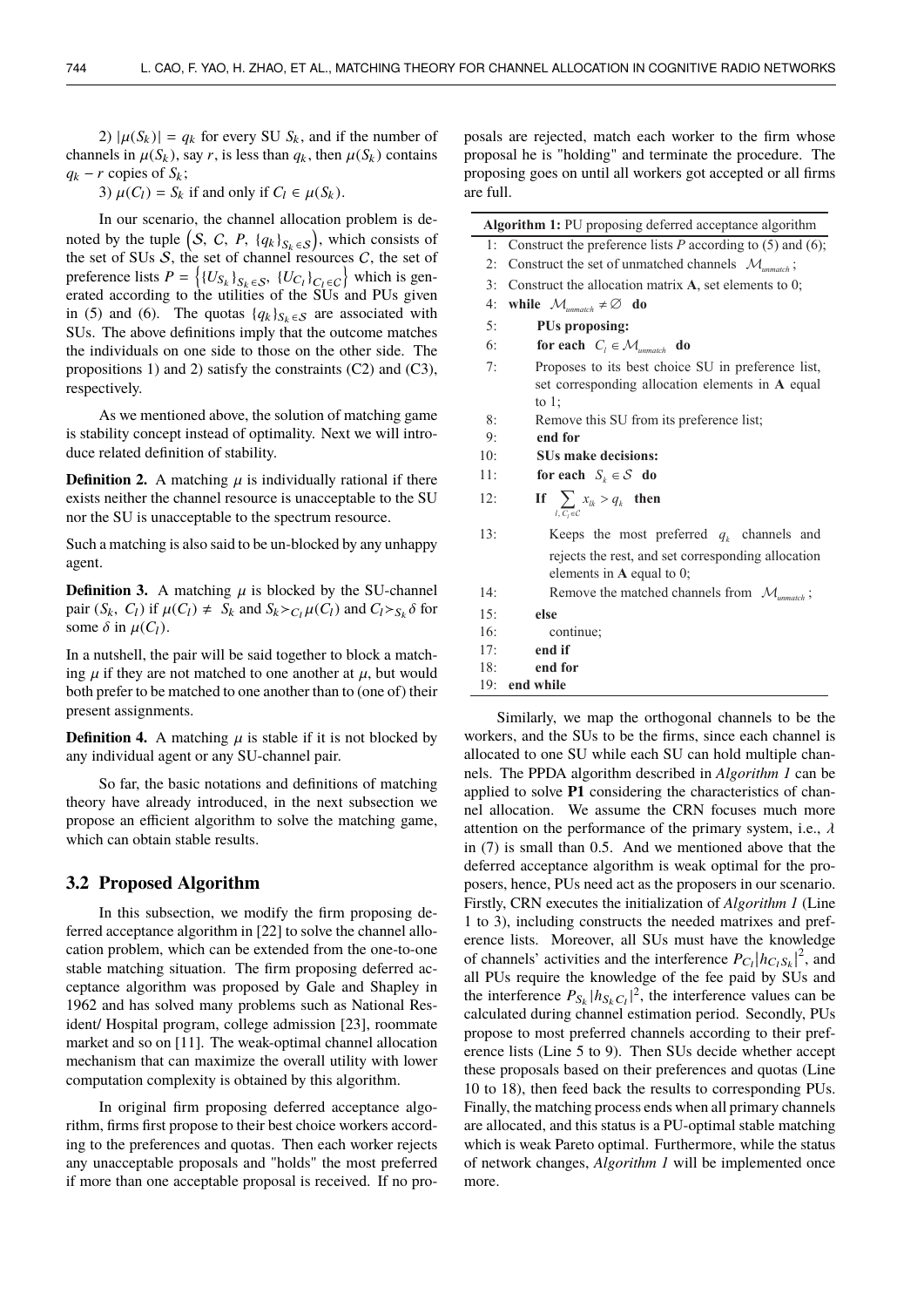2) $|\mu(S_k)| = q_k$ for every SU $S_k$, and if the number of channels in $\mu(S_k)$, say $r$, is less than $q_k$, then $\mu(S_k)$ contains $q_k - r$ copies of $S_k$;

3) $\mu(C_l) = S_k$ if and only if $C_l \in \mu(S_k)$.

In our scenario, the channel allocation problem is denoted by the tuple $\left(\mathcal{S},\ \mathcal{C},\ P,\ \{q_k\}_{S_k \in \mathcal{S}}\right)$, which consists of the set of SUs $\mathcal{S}$, the set of channel resources $\mathcal{C}$, the set of preference lists $P = \left\{\{U_{S_k}\}_{S_k \in \mathcal{S}},\ \{U_{C_l}\}_{C_l \in \mathcal{C}}\right\}$ which is generated according to the utilities of the SUs and PUs given in (5) and (6). The quotas $\{q_k\}_{S_k \in \mathcal{S}}$ are associated with SUs. The above definitions imply that the outcome matches the individuals on one side to those on the other side. The propositions 1) and 2) satisfy the constraints (C2) and (C3), respectively.

As we mentioned above, the solution of matching game is stability concept instead of optimality. Next we will introduce related definition of stability.

**Definition 2.** A matching $\mu$ is individually rational if there exists neither the channel resource is unacceptable to the SU nor the SU is unacceptable to the spectrum resource.

Such a matching is also said to be un-blocked by any unhappy agent.

**Definition 3.** A matching $\mu$ is blocked by the SU-channel pair $(S_k,\ C_l)$ if $\mu(C_l) \neq S_k$ and $S_k \succ_{C_l} \mu(C_l)$ and $C_l \succ_{S_k} \delta$ for some $\delta$ in $\mu(C_l)$.

In a nutshell, the pair will be said together to block a matching $\mu$ if they are not matched to one another at $\mu$, but would both prefer to be matched to one another than to (one of) their present assignments.

**Definition 4.** A matching $\mu$ is stable if it is not blocked by any individual agent or any SU-channel pair.

So far, the basic notations and definitions of matching theory have already introduced, in the next subsection we propose an efficient algorithm to solve the matching game, which can obtain stable results.

## 3.2 Proposed Algorithm

In this subsection, we modify the firm proposing deferred acceptance algorithm in [22] to solve the channel allocation problem, which can be extended from the one-to-one stable matching situation. The firm proposing deferred acceptance algorithm was proposed by Gale and Shapley in 1962 and has solved many problems such as National Resident/ Hospital program, college admission [23], roommate market and so on [11]. The weak-optimal channel allocation mechanism that can maximize the overall utility with lower computation complexity is obtained by this algorithm.

In original firm proposing deferred acceptance algorithm, firms first propose to their best choice workers according to the preferences and quotas. Then each worker rejects any unacceptable proposals and "holds" the most preferred if more than one acceptable proposal is received. If no proposals are rejected, match each worker to the firm whose proposal he is "holding" and terminate the procedure. The proposing goes on until all workers got accepted or all firms are full.

**Algorithm 1:** PU proposing deferred acceptance algorithm

```
1:  Construct the preference lists P according to (5) and (6);
2:  Construct the set of unmatched channels M_unmatch;
3:  Construct the allocation matrix A, set elements to 0;
4:  while M_unmatch ≠ ∅ do
5:      PUs proposing:
6:      for each C_l ∈ M_unmatch do
7:          Proposes to its best choice SU in preference list,
            set corresponding allocation elements in A equal
            to 1;
8:          Remove this SU from its preference list;
9:      end for
10:     SUs make decisions:
11:     for each S_k ∈ S do
12:     If  Σ_{l, C_l ∈ C} x_lk > q_k  then
13:         Keeps the most preferred q_k channels and
            rejects the rest, and set corresponding allocation
            elements in A equal to 0;
14:         Remove the matched channels from M_unmatch;
15:     else
16:         continue;
17:     end if
18:     end for
19: end while
```

Similarly, we map the orthogonal channels to be the workers, and the SUs to be the firms, since each channel is allocated to one SU while each SU can hold multiple channels. The PPDA algorithm described in *Algorithm 1* can be applied to solve **P1** considering the characteristics of channel allocation. We assume the CRN focuses much more attention on the performance of the primary system, i.e., $\lambda$ in (7) is small than 0.5. And we mentioned above that the deferred acceptance algorithm is weak optimal for the proposers, hence, PUs need act as the proposers in our scenario. Firstly, CRN executes the initialization of *Algorithm 1* (Line 1 to 3), including constructs the needed matrixes and preference lists. Moreover, all SUs must have the knowledge of channels' activities and the interference $P_{C_l}|h_{C_l S_k}|^2$, and all PUs require the knowledge of the fee paid by SUs and the interference $P_{S_k}|h_{S_k C_l}|^2$, the interference values can be calculated during channel estimation period. Secondly, PUs propose to most preferred channels according to their preference lists (Line 5 to 9). Then SUs decide whether accept these proposals based on their preferences and quotas (Line 10 to 18), then feed back the results to corresponding PUs. Finally, the matching process ends when all primary channels are allocated, and this status is a PU-optimal stable matching which is weak Pareto optimal. Furthermore, while the status of network changes, *Algorithm 1* will be implemented once more.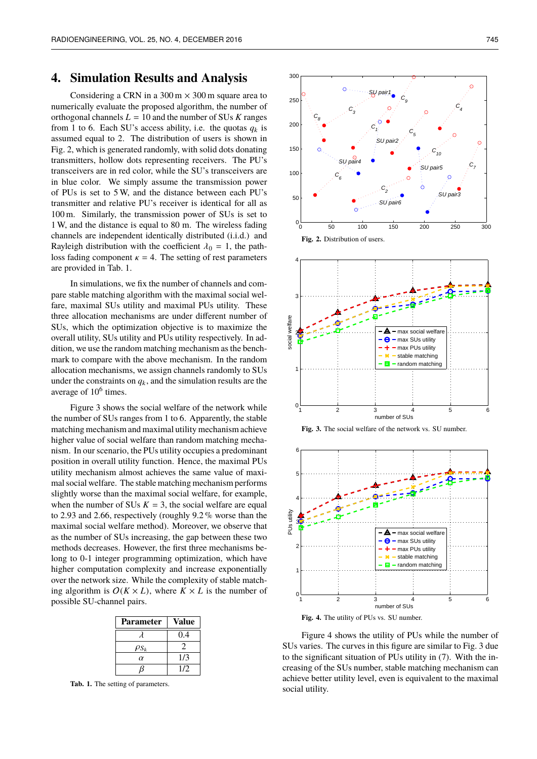## 4. Simulation Results and Analysis

Considering a CRN in a 300 m × 300 m square area to numerically evaluate the proposed algorithm, the number of orthogonal channels $L = 10$ and the number of SUs $K$ ranges from 1 to 6. Each SU's access ability, i.e. the quotas $q_k$ is assumed equal to 2. The distribution of users is shown in Fig. 2, which is generated randomly, with solid dots donating transmitters, hollow dots representing receivers. The PU's transceivers are in red color, while the SU's transceivers are in blue color. We simply assume the transmission power of PUs is set to 5 W, and the distance between each PU's transmitter and relative PU's receiver is identical for all as 100 m. Similarly, the transmission power of SUs is set to 1 W, and the distance is equal to 80 m. The wireless fading channels are independent identically distributed (i.i.d.) and Rayleigh distribution with the coefficient $\lambda_0 = 1$, the path-loss fading component $\kappa = 4$. The setting of rest parameters are provided in Tab. 1.

In simulations, we fix the number of channels and compare stable matching algorithm with the maximal social welfare, maximal SUs utility and maximal PUs utility. These three allocation mechanisms are under different number of SUs, which the optimization objective is to maximize the overall utility, SUs utility and PUs utility respectively. In addition, we use the random matching mechanism as the benchmark to compare with the above mechanism. In the random allocation mechanisms, we assign channels randomly to SUs under the constraints on $q_k$, and the simulation results are the average of $10^6$ times.

Figure 3 shows the social welfare of the network while the number of SUs ranges from 1 to 6. Apparently, the stable matching mechanism and maximal utility mechanism achieve higher value of social welfare than random matching mechanism. In our scenario, the PUs utility occupies a predominant position in overall utility function. Hence, the maximal PUs utility mechanism almost achieves the same value of maximal social welfare. The stable matching mechanism performs slightly worse than the maximal social welfare, for example, when the number of SUs $K = 3$, the social welfare are equal to 2.93 and 2.66, respectively (roughly 9.2 % worse than the maximal social welfare method). Moreover, we observe that as the number of SUs increasing, the gap between these two methods decreases. However, the first three mechanisms belong to 0-1 integer programming optimization, which have higher computation complexity and increase exponentially over the network size. While the complexity of stable matching algorithm is $O(K \times L)$, where $K \times L$ is the number of possible SU-channel pairs.

| Parameter | Value |
|---|---|
| $\lambda$ | 0.4 |
| $\rho_{S_k}$ | 2 |
| $\alpha$ | 1/3 |
| $\beta$ | 1/2 |

**Tab. 1.** The setting of parameters.

**Fig. 2.** Distribution of users.

**Fig. 3.** The social welfare of the network vs. SU number.

**Fig. 4.** The utility of PUs vs. SU number.

Figure 4 shows the utility of PUs while the number of SUs varies. The curves in this figure are similar to Fig. 3 due to the significant situation of PUs utility in (7). With the increasing of the SUs number, stable matching mechanism can achieve better utility level, even is equivalent to the maximal social utility.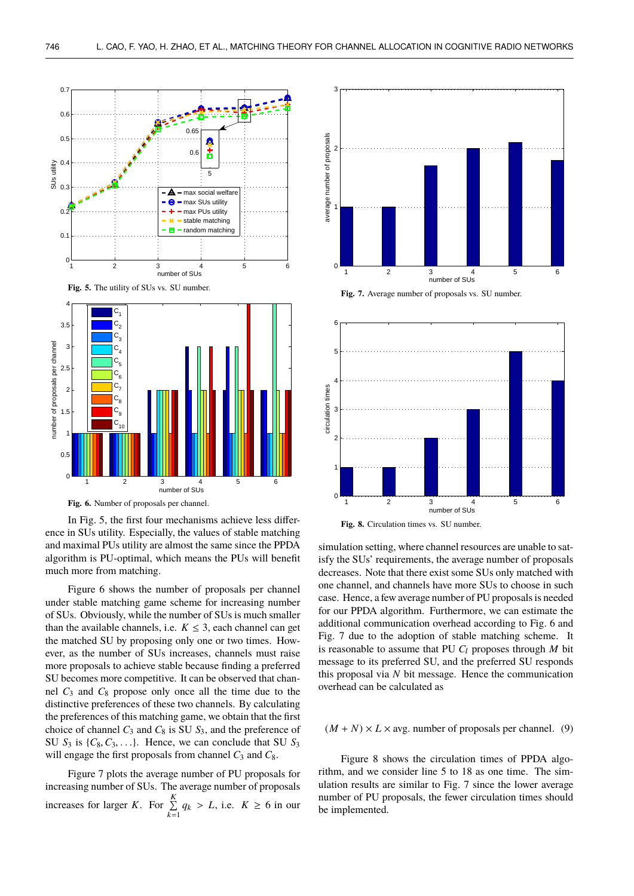Fig. 5. The utility of SUs vs. SU number.

Fig. 6. Number of proposals per channel.

In Fig. 5, the first four mechanisms achieve less difference in SUs utility. Especially, the values of stable matching and maximal PUs utility are almost the same since the PPDA algorithm is PU-optimal, which means the PUs will benefit much more from matching.

Figure 6 shows the number of proposals per channel under stable matching game scheme for increasing number of SUs. Obviously, while the number of SUs is much smaller than the available channels, i.e. $K \leq 3$, each channel can get the matched SU by proposing only one or two times. However, as the number of SUs increases, channels must raise more proposals to achieve stable because finding a preferred SU becomes more competitive. It can be observed that channel $C_3$ and $C_8$ propose only once all the time due to the distinctive preferences of these two channels. By calculating the preferences of this matching game, we obtain that the first choice of channel $C_3$ and $C_8$ is SU $S_3$, and the preference of SU $S_3$ is $\{C_8, C_3, \ldots\}$. Hence, we can conclude that SU $S_3$ will engage the first proposals from channel $C_3$ and $C_8$.

Figure 7 plots the average number of PU proposals for increasing number of SUs. The average number of proposals increases for larger $K$. For $\sum_{k=1}^{K} q_k > L$, i.e. $K \geq 6$ in our simulation setting, where channel resources are unable to satisfy the SUs' requirements, the average number of proposals decreases. Note that there exist some SUs only matched with one channel, and channels have more SUs to choose in such case. Hence, a few average number of PU proposals is needed for our PPDA algorithm. Furthermore, we can estimate the additional communication overhead according to Fig. 6 and Fig. 7 due to the adoption of stable matching scheme. It is reasonable to assume that PU $C_l$ proposes through $M$ bit message to its preferred SU, and the preferred SU responds this proposal via $N$ bit message. Hence the communication overhead can be calculated as

$$(M + N) \times L \times \text{avg. number of proposals per channel.} \quad (9)$$

Fig. 7. Average number of proposals vs. SU number.

Fig. 8. Circulation times vs. SU number.

Figure 8 shows the circulation times of PPDA algorithm, and we consider line 5 to 18 as one time. The simulation results are similar to Fig. 7 since the lower average number of PU proposals, the fewer circulation times should be implemented.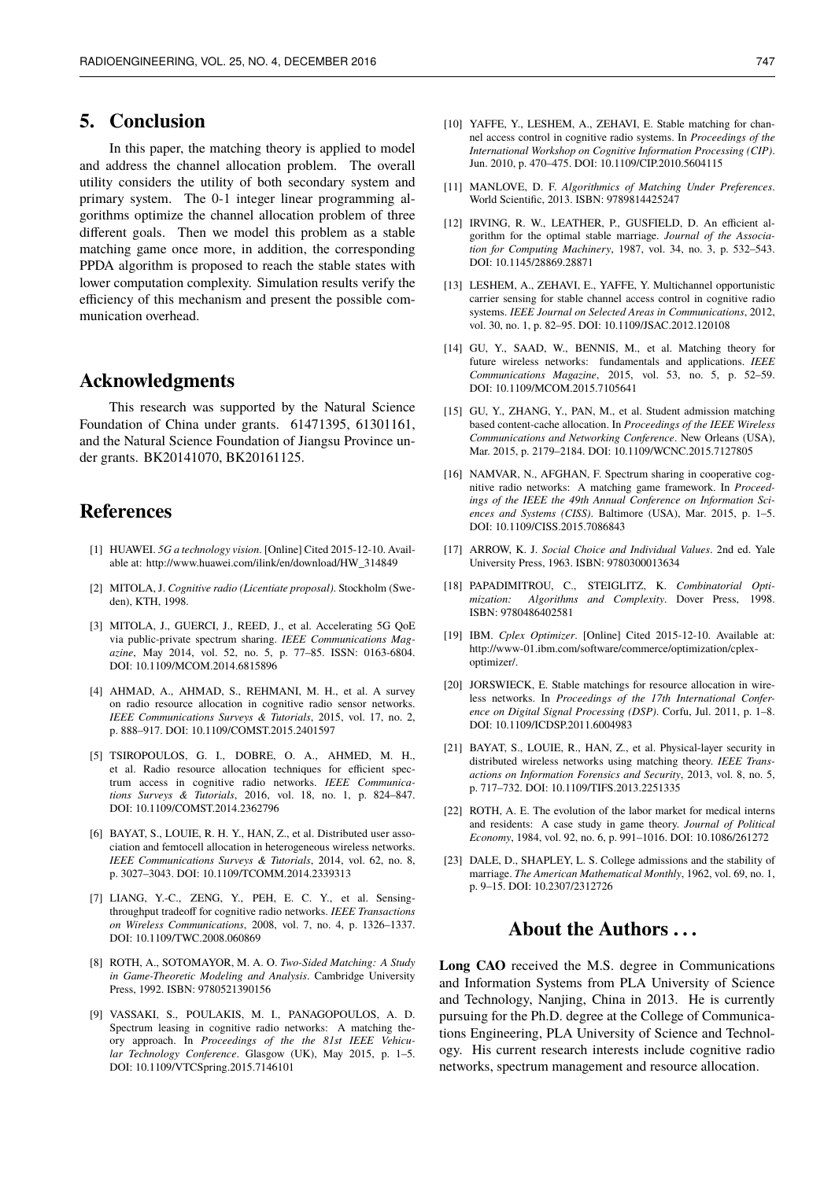## 5. Conclusion

In this paper, the matching theory is applied to model and address the channel allocation problem. The overall utility considers the utility of both secondary system and primary system. The 0-1 integer linear programming algorithms optimize the channel allocation problem of three different goals. Then we model this problem as a stable matching game once more, in addition, the corresponding PPDA algorithm is proposed to reach the stable states with lower computation complexity. Simulation results verify the efficiency of this mechanism and present the possible communication overhead.

## Acknowledgments

This research was supported by the Natural Science Foundation of China under grants. 61471395, 61301161, and the Natural Science Foundation of Jiangsu Province under grants. BK20141070, BK20161125.

## References

[1] HUAWEI. *5G a technology vision*. [Online] Cited 2015-12-10. Available at: http://www.huawei.com/ilink/en/download/HW_314849

[2] MITOLA, J. *Cognitive radio (Licentiate proposal)*. Stockholm (Sweden), KTH, 1998.

[3] MITOLA, J., GUERCI, J., REED, J., et al. Accelerating 5G QoE via public-private spectrum sharing. *IEEE Communications Magazine*, May 2014, vol. 52, no. 5, p. 77–85. ISSN: 0163-6804. DOI: 10.1109/MCOM.2014.6815896

[4] AHMAD, A., AHMAD, S., REHMANI, M. H., et al. A survey on radio resource allocation in cognitive radio sensor networks. *IEEE Communications Surveys & Tutorials*, 2015, vol. 17, no. 2, p. 888–917. DOI: 10.1109/COMST.2015.2401597

[5] TSIROPOULOS, G. I., DOBRE, O. A., AHMED, M. H., et al. Radio resource allocation techniques for efficient spectrum access in cognitive radio networks. *IEEE Communications Surveys & Tutorials*, 2016, vol. 18, no. 1, p. 824–847. DOI: 10.1109/COMST.2014.2362796

[6] BAYAT, S., LOUIE, R. H. Y., HAN, Z., et al. Distributed user association and femtocell allocation in heterogeneous wireless networks. *IEEE Communications Surveys & Tutorials*, 2014, vol. 62, no. 8, p. 3027–3043. DOI: 10.1109/TCOMM.2014.2339313

[7] LIANG, Y.-C., ZENG, Y., PEH, E. C. Y., et al. Sensing-throughput tradeoff for cognitive radio networks. *IEEE Transactions on Wireless Communications*, 2008, vol. 7, no. 4, p. 1326–1337. DOI: 10.1109/TWC.2008.060869

[8] ROTH, A., SOTOMAYOR, M. A. O. *Two-Sided Matching: A Study in Game-Theoretic Modeling and Analysis*. Cambridge University Press, 1992. ISBN: 9780521390156

[9] VASSAKI, S., POULAKIS, M. I., PANAGOPOULOS, A. D. Spectrum leasing in cognitive radio networks: A matching theory approach. In *Proceedings of the the 81st IEEE Vehicular Technology Conference*. Glasgow (UK), May 2015, p. 1–5. DOI: 10.1109/VTCSpring.2015.7146101

[10] YAFFE, Y., LESHEM, A., ZEHAVI, E. Stable matching for channel access control in cognitive radio systems. In *Proceedings of the International Workshop on Cognitive Information Processing (CIP)*. Jun. 2010, p. 470–475. DOI: 10.1109/CIP.2010.5604115

[11] MANLOVE, D. F. *Algorithmics of Matching Under Preferences*. World Scientific, 2013. ISBN: 9789814425247

[12] IRVING, R. W., LEATHER, P., GUSFIELD, D. An efficient algorithm for the optimal stable marriage. *Journal of the Association for Computing Machinery*, 1987, vol. 34, no. 3, p. 532–543. DOI: 10.1145/28869.28871

[13] LESHEM, A., ZEHAVI, E., YAFFE, Y. Multichannel opportunistic carrier sensing for stable channel access control in cognitive radio systems. *IEEE Journal on Selected Areas in Communications*, 2012, vol. 30, no. 1, p. 82–95. DOI: 10.1109/JSAC.2012.120108

[14] GU, Y., SAAD, W., BENNIS, M., et al. Matching theory for future wireless networks: fundamentals and applications. *IEEE Communications Magazine*, 2015, vol. 53, no. 5, p. 52–59. DOI: 10.1109/MCOM.2015.7105641

[15] GU, Y., ZHANG, Y., PAN, M., et al. Student admission matching based content-cache allocation. In *Proceedings of the IEEE Wireless Communications and Networking Conference*. New Orleans (USA), Mar. 2015, p. 2179–2184. DOI: 10.1109/WCNC.2015.7127805

[16] NAMVAR, N., AFGHAN, F. Spectrum sharing in cooperative cognitive radio networks: A matching game framework. In *Proceedings of the IEEE the 49th Annual Conference on Information Sciences and Systems (CISS)*. Baltimore (USA), Mar. 2015, p. 1–5. DOI: 10.1109/CISS.2015.7086843

[17] ARROW, K. J. *Social Choice and Individual Values*. 2nd ed. Yale University Press, 1963. ISBN: 9780300013634

[18] PAPADIMITROU, C., STEIGLITZ, K. *Combinatorial Optimization: Algorithms and Complexity*. Dover Press, 1998. ISBN: 9780486402581

[19] IBM. *Cplex Optimizer*. [Online] Cited 2015-12-10. Available at: http://www-01.ibm.com/software/commerce/optimization/cplex-optimizer/.

[20] JORSWIECK, E. Stable matchings for resource allocation in wireless networks. In *Proceedings of the 17th International Conference on Digital Signal Processing (DSP)*. Corfu, Jul. 2011, p. 1–8. DOI: 10.1109/ICDSP.2011.6004983

[21] BAYAT, S., LOUIE, R., HAN, Z., et al. Physical-layer security in distributed wireless networks using matching theory. *IEEE Transactions on Information Forensics and Security*, 2013, vol. 8, no. 5, p. 717–732. DOI: 10.1109/TIFS.2013.2251335

[22] ROTH, A. E. The evolution of the labor market for medical interns and residents: A case study in game theory. *Journal of Political Economy*, 1984, vol. 92, no. 6, p. 991–1016. DOI: 10.1086/261272

[23] DALE, D., SHAPLEY, L. S. College admissions and the stability of marriage. *The American Mathematical Monthly*, 1962, vol. 69, no. 1, p. 9–15. DOI: 10.2307/2312726

## About the Authors . . .

**Long CAO** received the M.S. degree in Communications and Information Systems from PLA University of Science and Technology, Nanjing, China in 2013. He is currently pursuing for the Ph.D. degree at the College of Communications Engineering, PLA University of Science and Technology. His current research interests include cognitive radio networks, spectrum management and resource allocation.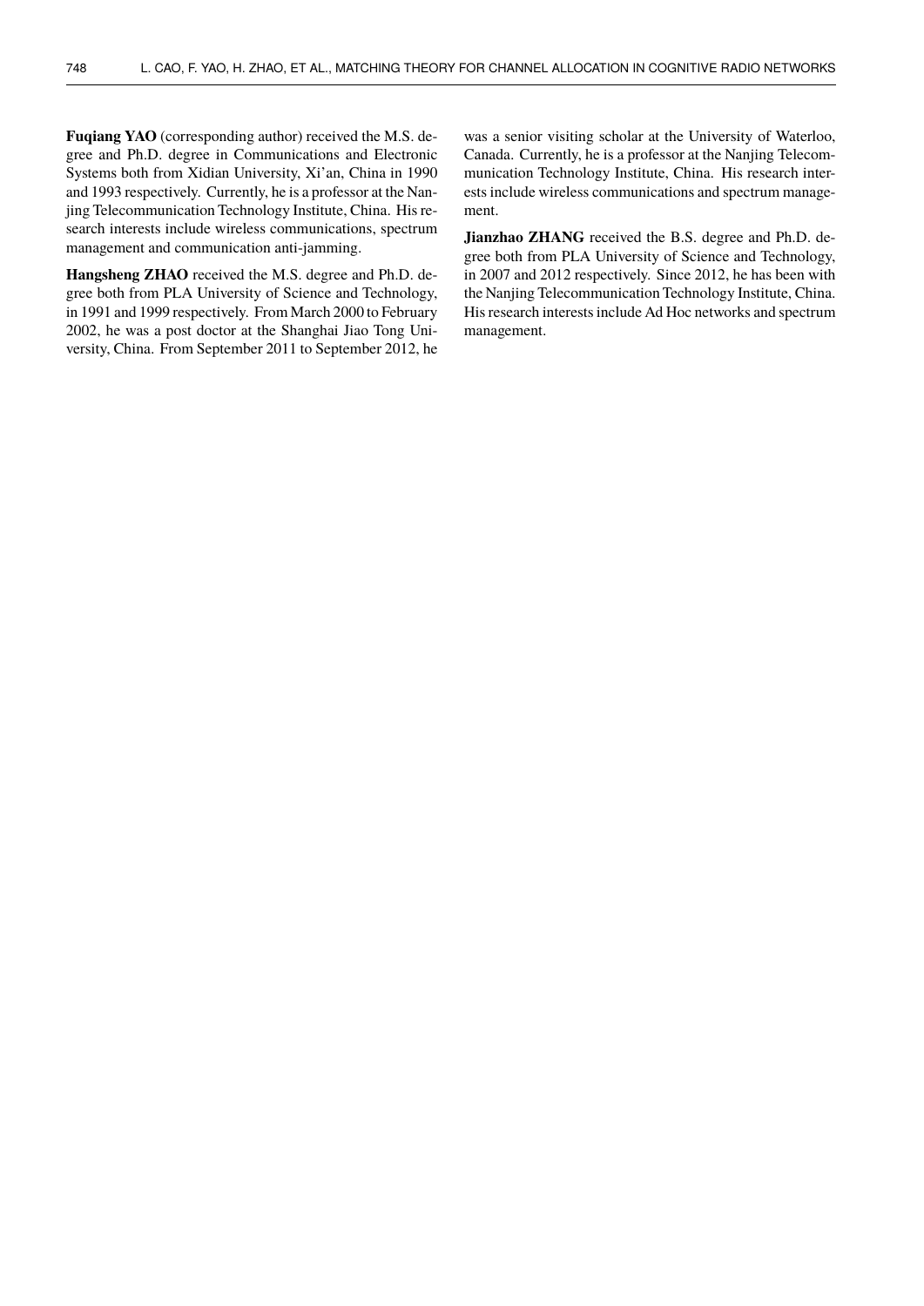**Fuqiang YAO** (corresponding author) received the M.S. degree and Ph.D. degree in Communications and Electronic Systems both from Xidian University, Xi'an, China in 1990 and 1993 respectively. Currently, he is a professor at the Nanjing Telecommunication Technology Institute, China. His research interests include wireless communications, spectrum management and communication anti-jamming.

**Hangsheng ZHAO** received the M.S. degree and Ph.D. degree both from PLA University of Science and Technology, in 1991 and 1999 respectively. From March 2000 to February 2002, he was a post doctor at the Shanghai Jiao Tong University, China. From September 2011 to September 2012, he was a senior visiting scholar at the University of Waterloo, Canada. Currently, he is a professor at the Nanjing Telecommunication Technology Institute, China. His research interests include wireless communications and spectrum management.

**Jianzhao ZHANG** received the B.S. degree and Ph.D. degree both from PLA University of Science and Technology, in 2007 and 2012 respectively. Since 2012, he has been with the Nanjing Telecommunication Technology Institute, China. His research interests include Ad Hoc networks and spectrum management.